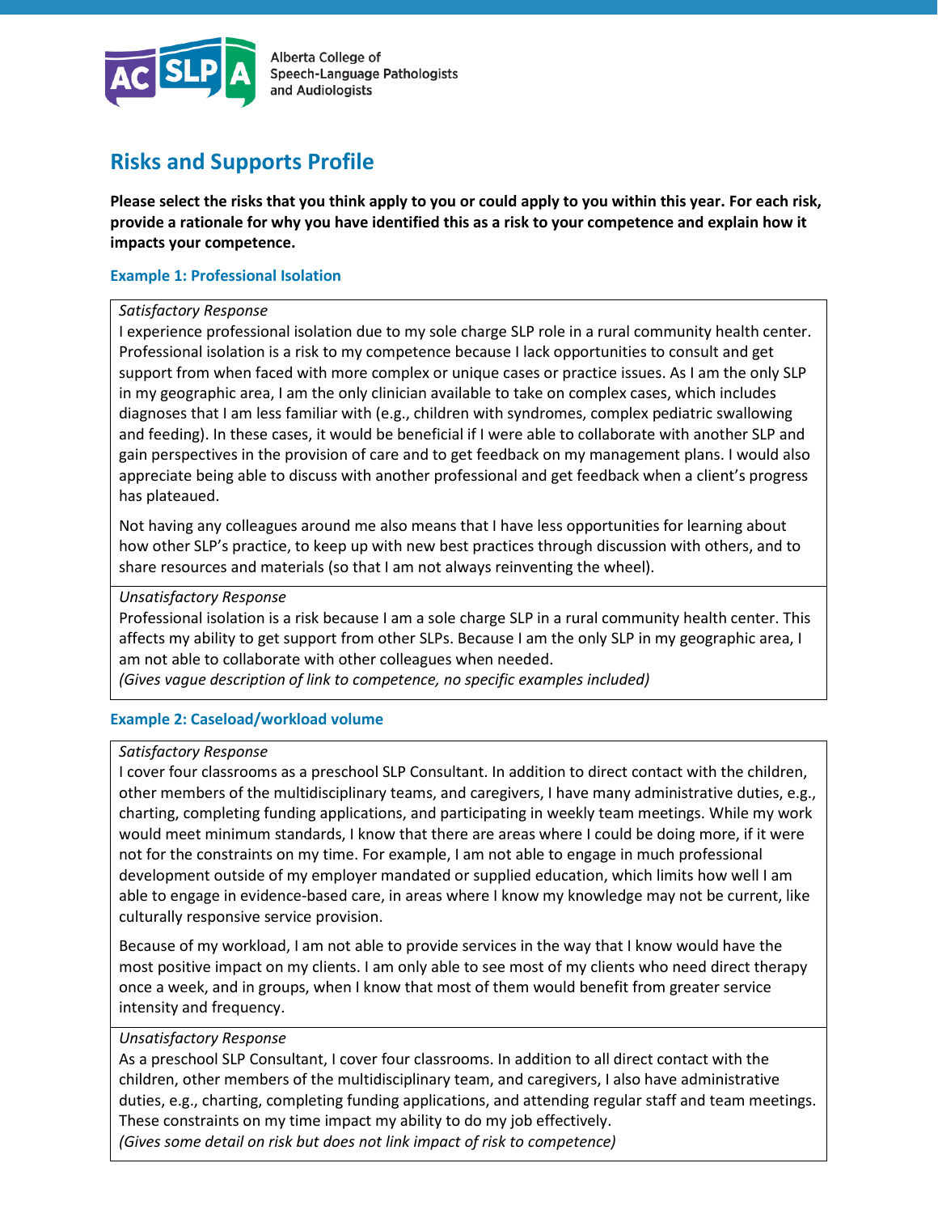Alberta College of Speech-Language Pathologists and Audiologists

# Risks and Supports Profile

**Please select the risks that you think apply to you or could apply to you within this year. For each risk, provide a rationale for why you have identified this as a risk to your competence and explain how it impacts your competence.**

### Example 1: Professional Isolation

*Satisfactory Response*

I experience professional isolation due to my sole charge SLP role in a rural community health center. Professional isolation is a risk to my competence because I lack opportunities to consult and get support from when faced with more complex or unique cases or practice issues. As I am the only SLP in my geographic area, I am the only clinician available to take on complex cases, which includes diagnoses that I am less familiar with (e.g., children with syndromes, complex pediatric swallowing and feeding). In these cases, it would be beneficial if I were able to collaborate with another SLP and gain perspectives in the provision of care and to get feedback on my management plans. I would also appreciate being able to discuss with another professional and get feedback when a client's progress has plateaued.

Not having any colleagues around me also means that I have less opportunities for learning about how other SLP's practice, to keep up with new best practices through discussion with others, and to share resources and materials (so that I am not always reinventing the wheel).

*Unsatisfactory Response*

Professional isolation is a risk because I am a sole charge SLP in a rural community health center. This affects my ability to get support from other SLPs. Because I am the only SLP in my geographic area, I am not able to collaborate with other colleagues when needed.

*(Gives vague description of link to competence, no specific examples included)*

### Example 2: Caseload/workload volume

*Satisfactory Response*

I cover four classrooms as a preschool SLP Consultant. In addition to direct contact with the children, other members of the multidisciplinary teams, and caregivers, I have many administrative duties, e.g., charting, completing funding applications, and participating in weekly team meetings. While my work would meet minimum standards, I know that there are areas where I could be doing more, if it were not for the constraints on my time. For example, I am not able to engage in much professional development outside of my employer mandated or supplied education, which limits how well I am able to engage in evidence-based care, in areas where I know my knowledge may not be current, like culturally responsive service provision.

Because of my workload, I am not able to provide services in the way that I know would have the most positive impact on my clients. I am only able to see most of my clients who need direct therapy once a week, and in groups, when I know that most of them would benefit from greater service intensity and frequency.

*Unsatisfactory Response*

As a preschool SLP Consultant, I cover four classrooms. In addition to all direct contact with the children, other members of the multidisciplinary team, and caregivers, I also have administrative duties, e.g., charting, completing funding applications, and attending regular staff and team meetings. These constraints on my time impact my ability to do my job effectively.

*(Gives some detail on risk but does not link impact of risk to competence)*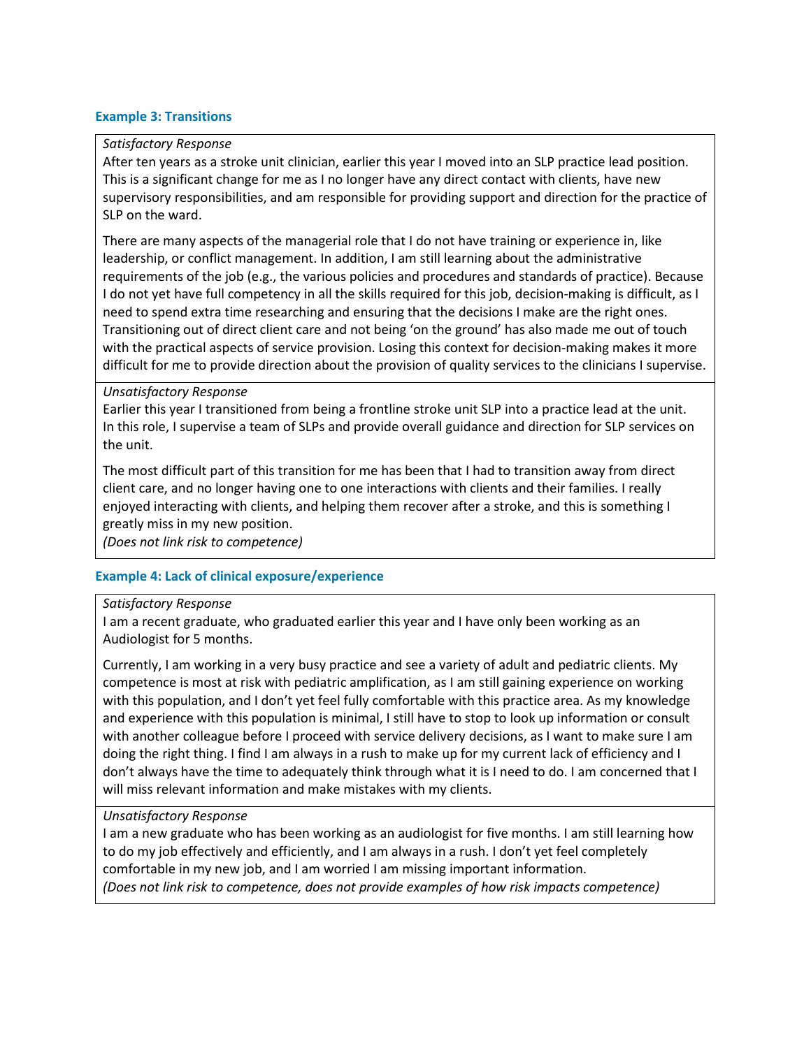### Example 3: Transitions

*Satisfactory Response*

After ten years as a stroke unit clinician, earlier this year I moved into an SLP practice lead position. This is a significant change for me as I no longer have any direct contact with clients, have new supervisory responsibilities, and am responsible for providing support and direction for the practice of SLP on the ward.

There are many aspects of the managerial role that I do not have training or experience in, like leadership, or conflict management. In addition, I am still learning about the administrative requirements of the job (e.g., the various policies and procedures and standards of practice). Because I do not yet have full competency in all the skills required for this job, decision-making is difficult, as I need to spend extra time researching and ensuring that the decisions I make are the right ones. Transitioning out of direct client care and not being 'on the ground' has also made me out of touch with the practical aspects of service provision. Losing this context for decision-making makes it more difficult for me to provide direction about the provision of quality services to the clinicians I supervise.

*Unsatisfactory Response*

Earlier this year I transitioned from being a frontline stroke unit SLP into a practice lead at the unit. In this role, I supervise a team of SLPs and provide overall guidance and direction for SLP services on the unit.

The most difficult part of this transition for me has been that I had to transition away from direct client care, and no longer having one to one interactions with clients and their families. I really enjoyed interacting with clients, and helping them recover after a stroke, and this is something I greatly miss in my new position.

*(Does not link risk to competence)*

### Example 4: Lack of clinical exposure/experience

*Satisfactory Response*

I am a recent graduate, who graduated earlier this year and I have only been working as an Audiologist for 5 months.

Currently, I am working in a very busy practice and see a variety of adult and pediatric clients. My competence is most at risk with pediatric amplification, as I am still gaining experience on working with this population, and I don't yet feel fully comfortable with this practice area. As my knowledge and experience with this population is minimal, I still have to stop to look up information or consult with another colleague before I proceed with service delivery decisions, as I want to make sure I am doing the right thing. I find I am always in a rush to make up for my current lack of efficiency and I don't always have the time to adequately think through what it is I need to do. I am concerned that I will miss relevant information and make mistakes with my clients.

*Unsatisfactory Response*

I am a new graduate who has been working as an audiologist for five months. I am still learning how to do my job effectively and efficiently, and I am always in a rush. I don't yet feel completely comfortable in my new job, and I am worried I am missing important information.

*(Does not link risk to competence, does not provide examples of how risk impacts competence)*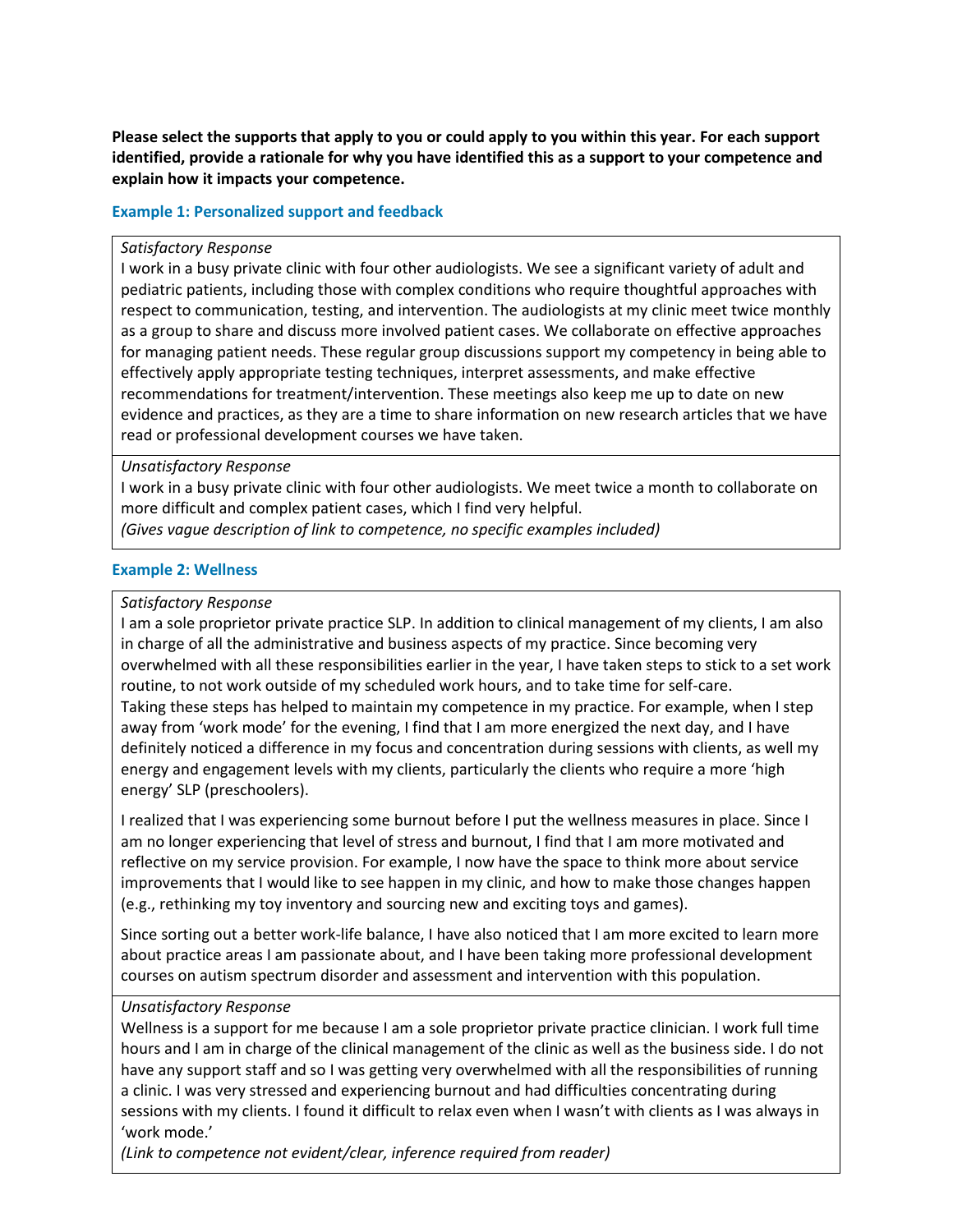**Please select the supports that apply to you or could apply to you within this year. For each support identified, provide a rationale for why you have identified this as a support to your competence and explain how it impacts your competence.**

### Example 1: Personalized support and feedback

*Satisfactory Response*

I work in a busy private clinic with four other audiologists. We see a significant variety of adult and pediatric patients, including those with complex conditions who require thoughtful approaches with respect to communication, testing, and intervention. The audiologists at my clinic meet twice monthly as a group to share and discuss more involved patient cases. We collaborate on effective approaches for managing patient needs. These regular group discussions support my competency in being able to effectively apply appropriate testing techniques, interpret assessments, and make effective recommendations for treatment/intervention. These meetings also keep me up to date on new evidence and practices, as they are a time to share information on new research articles that we have read or professional development courses we have taken.

*Unsatisfactory Response*

I work in a busy private clinic with four other audiologists. We meet twice a month to collaborate on more difficult and complex patient cases, which I find very helpful.

*(Gives vague description of link to competence, no specific examples included)*

### Example 2: Wellness

*Satisfactory Response*

I am a sole proprietor private practice SLP. In addition to clinical management of my clients, I am also in charge of all the administrative and business aspects of my practice. Since becoming very overwhelmed with all these responsibilities earlier in the year, I have taken steps to stick to a set work routine, to not work outside of my scheduled work hours, and to take time for self-care.

Taking these steps has helped to maintain my competence in my practice. For example, when I step away from 'work mode' for the evening, I find that I am more energized the next day, and I have definitely noticed a difference in my focus and concentration during sessions with clients, as well my energy and engagement levels with my clients, particularly the clients who require a more 'high energy' SLP (preschoolers).

I realized that I was experiencing some burnout before I put the wellness measures in place. Since I am no longer experiencing that level of stress and burnout, I find that I am more motivated and reflective on my service provision. For example, I now have the space to think more about service improvements that I would like to see happen in my clinic, and how to make those changes happen (e.g., rethinking my toy inventory and sourcing new and exciting toys and games).

Since sorting out a better work-life balance, I have also noticed that I am more excited to learn more about practice areas I am passionate about, and I have been taking more professional development courses on autism spectrum disorder and assessment and intervention with this population.

*Unsatisfactory Response*

Wellness is a support for me because I am a sole proprietor private practice clinician. I work full time hours and I am in charge of the clinical management of the clinic as well as the business side. I do not have any support staff and so I was getting very overwhelmed with all the responsibilities of running a clinic. I was very stressed and experiencing burnout and had difficulties concentrating during sessions with my clients. I found it difficult to relax even when I wasn't with clients as I was always in 'work mode.'

*(Link to competence not evident/clear, inference required from reader)*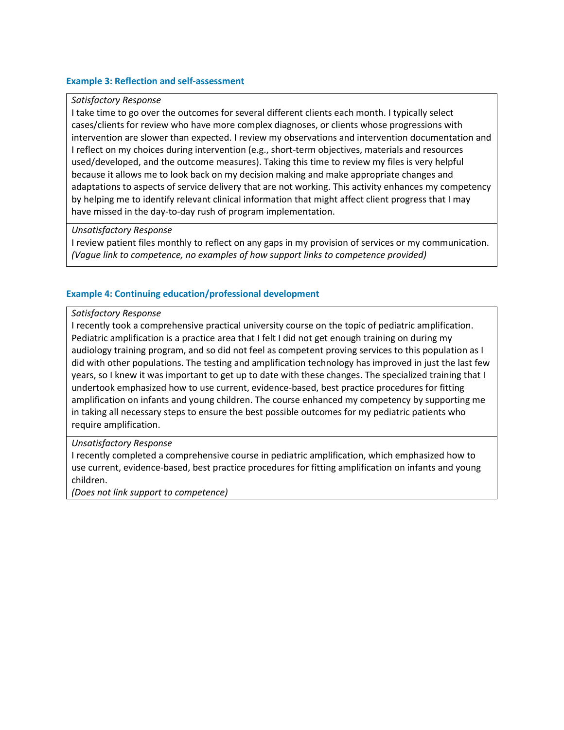### Example 3: Reflection and self-assessment

| |
|---|
| *Satisfactory Response*<br>I take time to go over the outcomes for several different clients each month. I typically select cases/clients for review who have more complex diagnoses, or clients whose progressions with intervention are slower than expected. I review my observations and intervention documentation and I reflect on my choices during intervention (e.g., short-term objectives, materials and resources used/developed, and the outcome measures). Taking this time to review my files is very helpful because it allows me to look back on my decision making and make appropriate changes and adaptations to aspects of service delivery that are not working. This activity enhances my competency by helping me to identify relevant clinical information that might affect client progress that I may have missed in the day-to-day rush of program implementation. |
| *Unsatisfactory Response*<br>I review patient files monthly to reflect on any gaps in my provision of services or my communication.<br>*(Vague link to competence, no examples of how support links to competence provided)* |

### Example 4: Continuing education/professional development

| |
|---|
| *Satisfactory Response*<br>I recently took a comprehensive practical university course on the topic of pediatric amplification. Pediatric amplification is a practice area that I felt I did not get enough training on during my audiology training program, and so did not feel as competent proving services to this population as I did with other populations. The testing and amplification technology has improved in just the last few years, so I knew it was important to get up to date with these changes. The specialized training that I undertook emphasized how to use current, evidence-based, best practice procedures for fitting amplification on infants and young children. The course enhanced my competency by supporting me in taking all necessary steps to ensure the best possible outcomes for my pediatric patients who require amplification. |
| *Unsatisfactory Response*<br>I recently completed a comprehensive course in pediatric amplification, which emphasized how to use current, evidence-based, best practice procedures for fitting amplification on infants and young children.<br>*(Does not link support to competence)* |